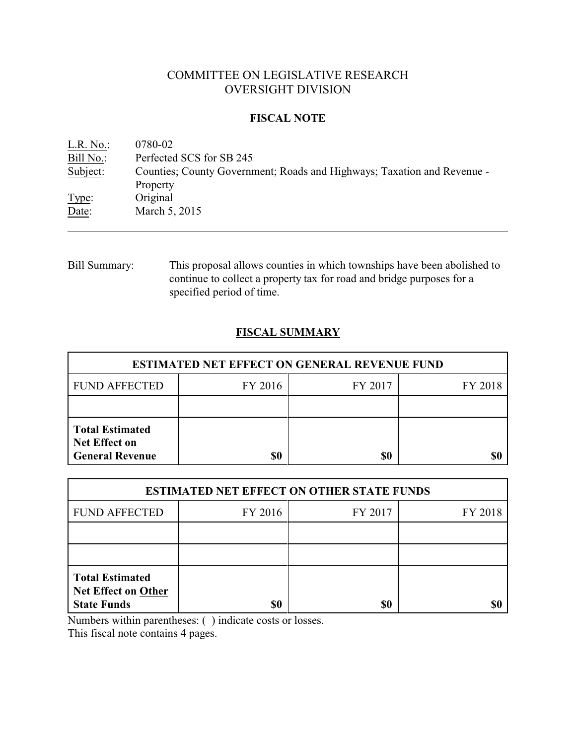# COMMITTEE ON LEGISLATIVE RESEARCH
# OVERSIGHT DIVISION

## FISCAL NOTE

L.R. No.: 0780-02
Bill No.: Perfected SCS for SB 245
Subject: Counties; County Government; Roads and Highways; Taxation and Revenue - Property
Type: Original
Date: March 5, 2015

---

Bill Summary: This proposal allows counties in which townships have been abolished to continue to collect a property tax for road and bridge purposes for a specified period of time.

## FISCAL SUMMARY

| ESTIMATED NET EFFECT ON GENERAL REVENUE FUND | | | |
|---|---|---|---|
| FUND AFFECTED | FY 2016 | FY 2017 | FY 2018 |
| | | | |
| **Total Estimated Net Effect on General Revenue** | **$0** | **$0** | **$0** |

| ESTIMATED NET EFFECT ON OTHER STATE FUNDS | | | |
|---|---|---|---|
| FUND AFFECTED | FY 2016 | FY 2017 | FY 2018 |
| | | | |
| | | | |
| **Total Estimated Net Effect on Other State Funds** | **$0** | **$0** | **$0** |

Numbers within parentheses: ( ) indicate costs or losses.
This fiscal note contains 4 pages.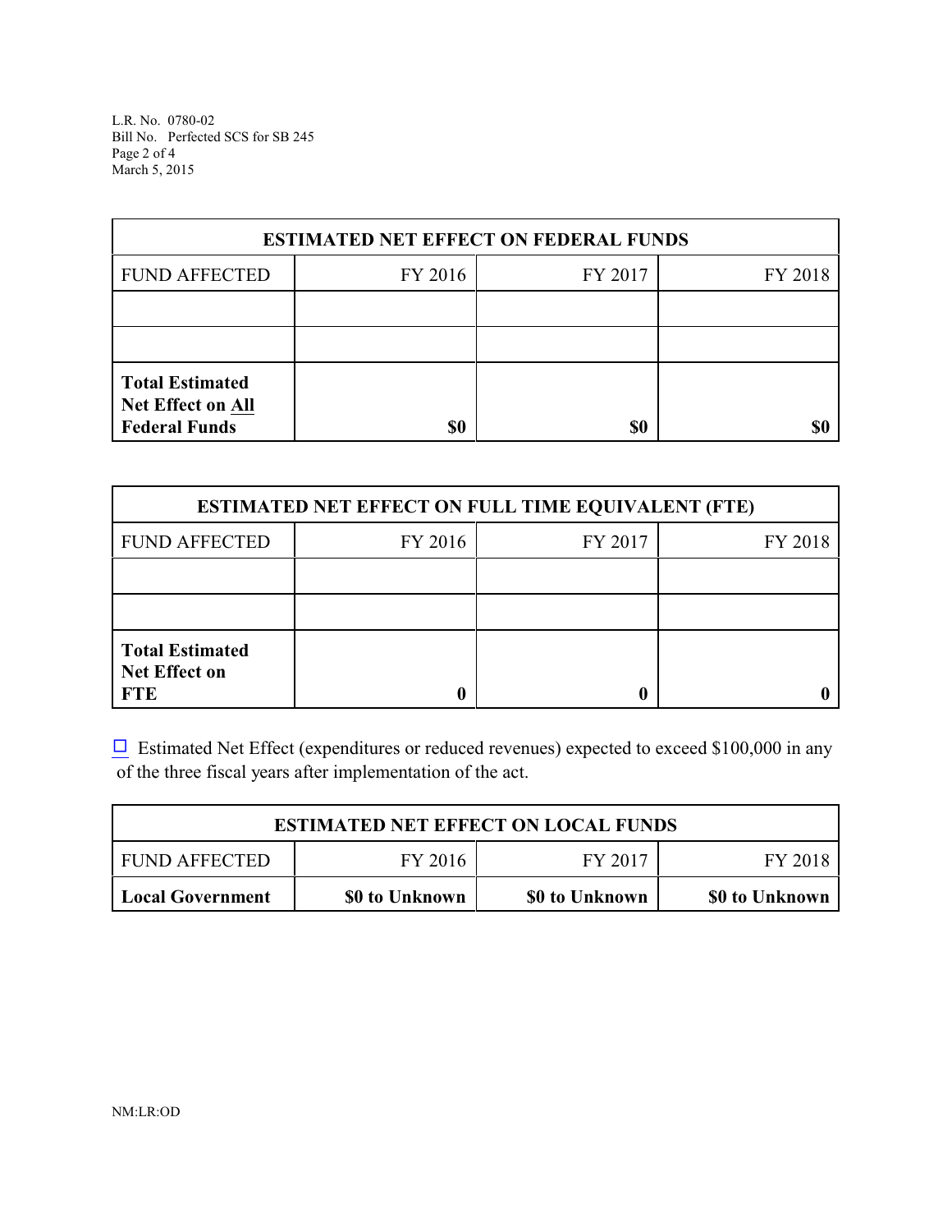| ESTIMATED NET EFFECT ON FEDERAL FUNDS | | | |
|---|---|---|---|
| FUND AFFECTED | FY 2016 | FY 2017 | FY 2018 |
| | | | |
| | | | |
| **Total Estimated Net Effect on All Federal Funds** | **$0** | **$0** | **$0** |

| ESTIMATED NET EFFECT ON FULL TIME EQUIVALENT (FTE) | | | |
|---|---|---|---|
| FUND AFFECTED | FY 2016 | FY 2017 | FY 2018 |
| | | | |
| | | | |
| **Total Estimated Net Effect on FTE** | **0** | **0** | **0** |

☐ Estimated Net Effect (expenditures or reduced revenues) expected to exceed $100,000 in any of the three fiscal years after implementation of the act.

| ESTIMATED NET EFFECT ON LOCAL FUNDS | | | |
|---|---|---|---|
| FUND AFFECTED | FY 2016 | FY 2017 | FY 2018 |
| **Local Government** | **$0 to Unknown** | **$0 to Unknown** | **$0 to Unknown** |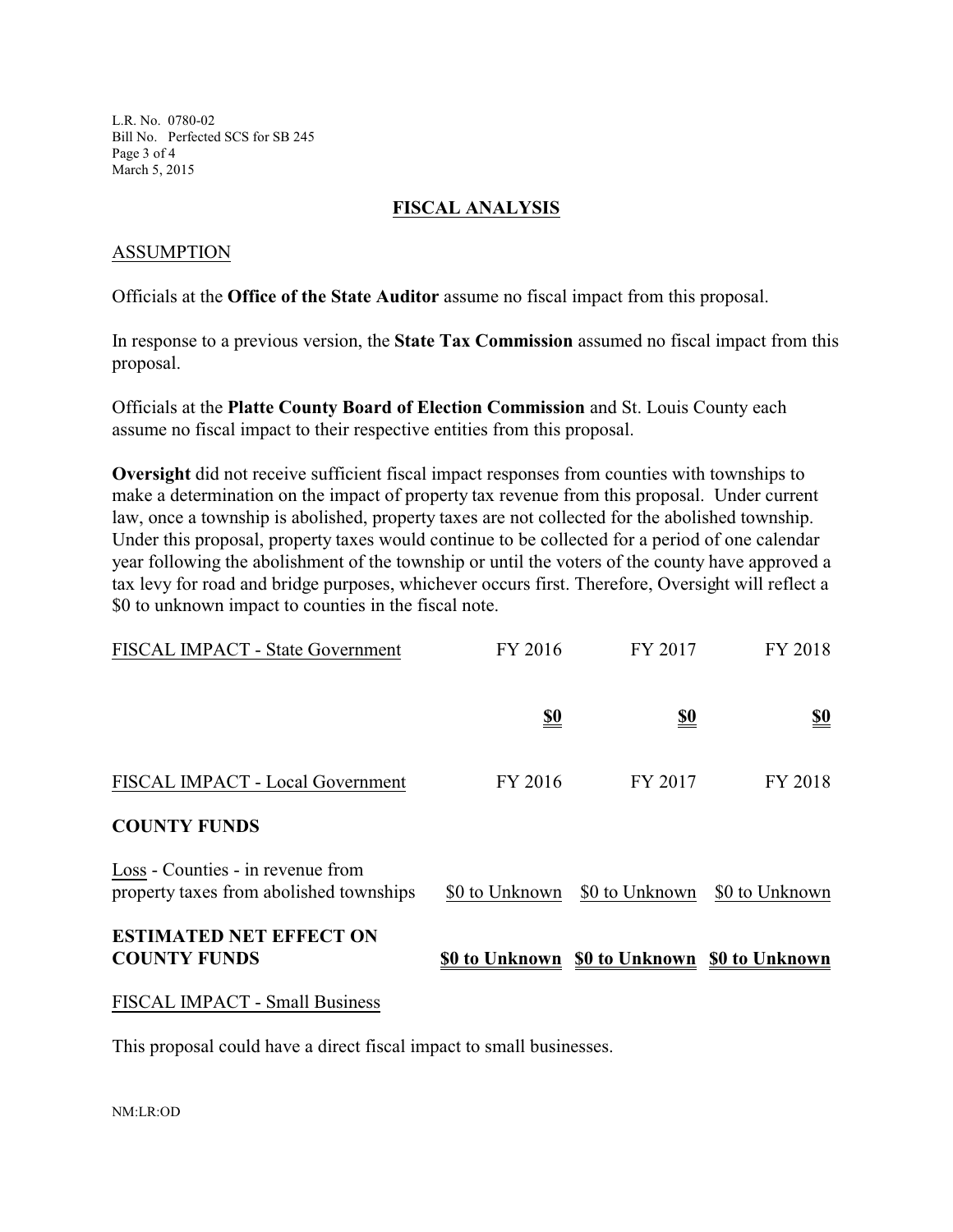## FISCAL ANALYSIS

### ASSUMPTION

Officials at the **Office of the State Auditor** assume no fiscal impact from this proposal.

In response to a previous version, the **State Tax Commission** assumed no fiscal impact from this proposal.

Officials at the **Platte County Board of Election Commission** and St. Louis County each assume no fiscal impact to their respective entities from this proposal.

**Oversight** did not receive sufficient fiscal impact responses from counties with townships to make a determination on the impact of property tax revenue from this proposal. Under current law, once a township is abolished, property taxes are not collected for the abolished township. Under this proposal, property taxes would continue to be collected for a period of one calendar year following the abolishment of the township or until the voters of the county have approved a tax levy for road and bridge purposes, whichever occurs first. Therefore, Oversight will reflect a $0 to unknown impact to counties in the fiscal note.

| FISCAL IMPACT - State Government | FY 2016 | FY 2017 | FY 2018 |
|---|---|---|---|
| | **$0** | **$0** | **$0** |

| FISCAL IMPACT - Local Government | FY 2016 | FY 2017 | FY 2018 |
|---|---|---|---|
| **COUNTY FUNDS** | | | |
| Loss - Counties - in revenue from property taxes from abolished townships | $0 to Unknown | $0 to Unknown | $0 to Unknown |
| **ESTIMATED NET EFFECT ON COUNTY FUNDS** | **$0 to Unknown** | **$0 to Unknown** | **$0 to Unknown** |

### FISCAL IMPACT - Small Business

This proposal could have a direct fiscal impact to small businesses.

NM:LR:OD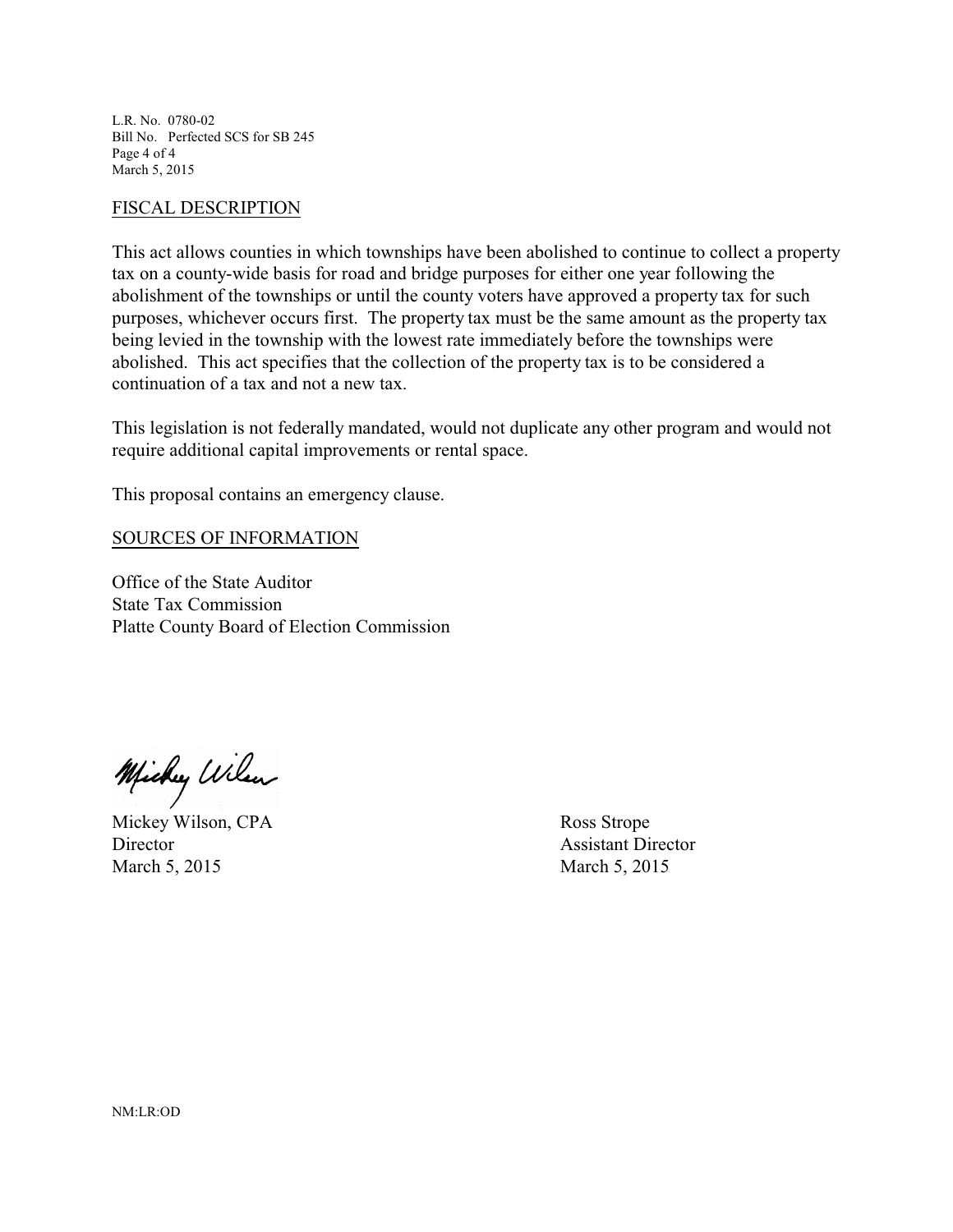## FISCAL DESCRIPTION

This act allows counties in which townships have been abolished to continue to collect a property tax on a county-wide basis for road and bridge purposes for either one year following the abolishment of the townships or until the county voters have approved a property tax for such purposes, whichever occurs first. The property tax must be the same amount as the property tax being levied in the township with the lowest rate immediately before the townships were abolished. This act specifies that the collection of the property tax is to be considered a continuation of a tax and not a new tax.

This legislation is not federally mandated, would not duplicate any other program and would not require additional capital improvements or rental space.

This proposal contains an emergency clause.

## SOURCES OF INFORMATION

Office of the State Auditor
State Tax Commission
Platte County Board of Election Commission

Mickey Wilson, CPA
Director
March 5, 2015

Ross Strope
Assistant Director
March 5, 2015

NM:LR:OD